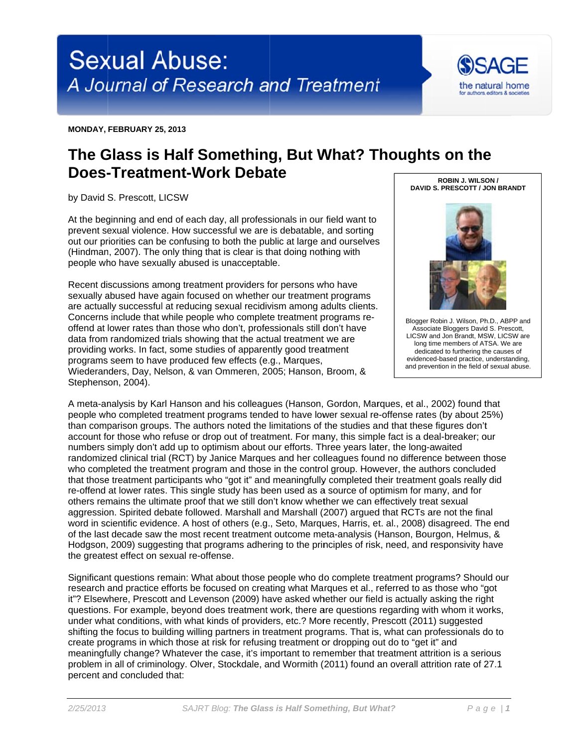# Sexual Abuse: A Journal of Research and Treatment

**MONDAY, FEBRUARY 25, 2013**

## The Glass is Half Something, But What? Thoughts on the Does-Treatment-Work Debate

by David S. Prescott, LICSW

**ROBIN J. WILSON / DAVID S. PRESCOTT / JON BRANDT**

Blogger Robin J. Wilson, Ph.D., ABPP and Associate Bloggers David S. Prescott, LICSW and Jon Brandt, MSW, LICSW are long time members of ATSA. We are dedicated to furthering the causes of evidenced-based practice, understanding, and prevention in the field of sexual abuse.

At the beginning and end of each day, all professionals in our field want to prevent sexual violence. How successful we are is debatable, and sorting out our priorities can be confusing to both the public at large and ourselves (Hindman, 2007). The only thing that is clear is that doing nothing with people who have sexually abused is unacceptable.

Recent discussions among treatment providers for persons who have sexually abused have again focused on whether our treatment programs are actually successful at reducing sexual recidivism among adults clients. Concerns include that while people who complete treatment programs re-offend at lower rates than those who don't, professionals still don't have data from randomized trials showing that the actual treatment we are providing works. In fact, some studies of apparently good treatment programs seem to have produced few effects (e.g., Marques, Wiederanders, Day, Nelson, & van Ommeren, 2005; Hanson, Broom, & Stephenson, 2004).

A meta-analysis by Karl Hanson and his colleagues (Hanson, Gordon, Marques, et al., 2002) found that people who completed treatment programs tended to have lower sexual re-offense rates (by about 25%) than comparison groups. The authors noted the limitations of the studies and that these figures don't account for those who refuse or drop out of treatment. For many, this simple fact is a deal-breaker; our numbers simply don't add up to optimism about our efforts. Three years later, the long-awaited randomized clinical trial (RCT) by Janice Marques and her colleagues found no difference between those who completed the treatment program and those in the control group. However, the authors concluded that those treatment participants who "got it" and meaningfully completed their treatment goals really did re-offend at lower rates. This single study has been used as a source of optimism for many, and for others remains the ultimate proof that we still don't know whether we can effectively treat sexual aggression. Spirited debate followed. Marshall and Marshall (2007) argued that RCTs are not the final word in scientific evidence. A host of others (e.g., Seto, Marques, Harris, et. al., 2008) disagreed. The end of the last decade saw the most recent treatment outcome meta-analysis (Hanson, Bourgon, Helmus, & Hodgson, 2009) suggesting that programs adhering to the principles of risk, need, and responsivity have the greatest effect on sexual re-offense.

Significant questions remain: What about those people who do complete treatment programs? Should our research and practice efforts be focused on creating what Marques et al., referred to as those who "got it"? Elsewhere, Prescott and Levenson (2009) have asked whether our field is actually asking the right questions. For example, beyond does treatment work, there are questions regarding with whom it works, under what conditions, with what kinds of providers, etc.? More recently, Prescott (2011) suggested shifting the focus to building willing partners in treatment programs. That is, what can professionals do to create programs in which those at risk for refusing treatment or dropping out do to "get it" and meaningfully change? Whatever the case, it's important to remember that treatment attrition is a serious problem in all of criminology. Olver, Stockdale, and Wormith (2011) found an overall attrition rate of 27.1 percent and concluded that: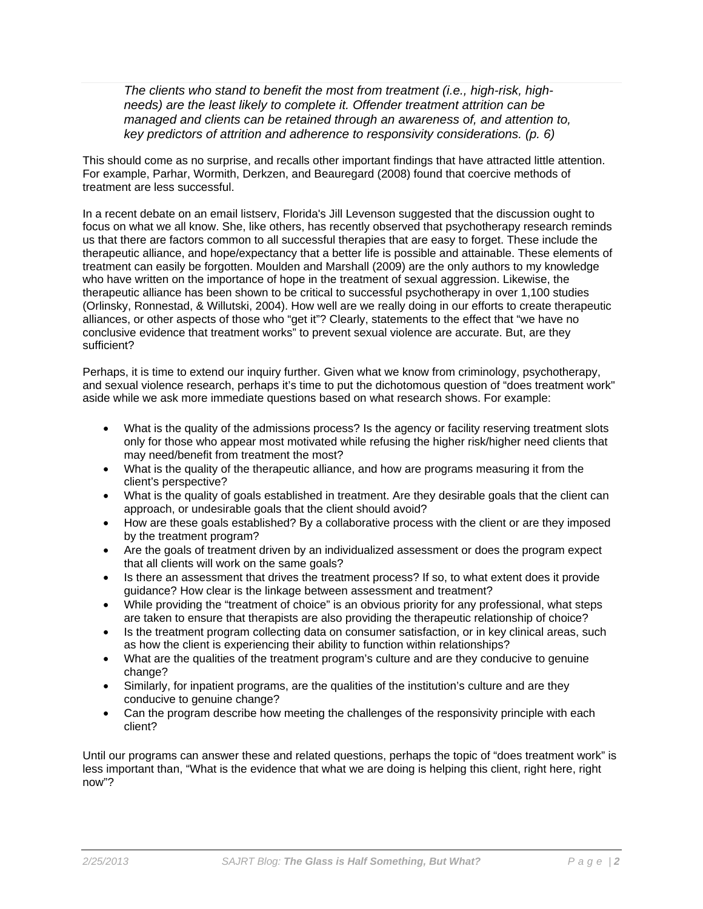> *The clients who stand to benefit the most from treatment (i.e., high-risk, high-needs) are the least likely to complete it. Offender treatment attrition can be managed and clients can be retained through an awareness of, and attention to, key predictors of attrition and adherence to responsivity considerations. (p. 6)*

This should come as no surprise, and recalls other important findings that have attracted little attention. For example, Parhar, Wormith, Derkzen, and Beauregard (2008) found that coercive methods of treatment are less successful.

In a recent debate on an email listserv, Florida's Jill Levenson suggested that the discussion ought to focus on what we all know. She, like others, has recently observed that psychotherapy research reminds us that there are factors common to all successful therapies that are easy to forget. These include the therapeutic alliance, and hope/expectancy that a better life is possible and attainable. These elements of treatment can easily be forgotten. Moulden and Marshall (2009) are the only authors to my knowledge who have written on the importance of hope in the treatment of sexual aggression. Likewise, the therapeutic alliance has been shown to be critical to successful psychotherapy in over 1,100 studies (Orlinsky, Ronnestad, & Willutski, 2004). How well are we really doing in our efforts to create therapeutic alliances, or other aspects of those who "get it"? Clearly, statements to the effect that "we have no conclusive evidence that treatment works" to prevent sexual violence are accurate. But, are they sufficient?

Perhaps, it is time to extend our inquiry further. Given what we know from criminology, psychotherapy, and sexual violence research, perhaps it's time to put the dichotomous question of "does treatment work" aside while we ask more immediate questions based on what research shows. For example:

- What is the quality of the admissions process? Is the agency or facility reserving treatment slots only for those who appear most motivated while refusing the higher risk/higher need clients that may need/benefit from treatment the most?
- What is the quality of the therapeutic alliance, and how are programs measuring it from the client's perspective?
- What is the quality of goals established in treatment. Are they desirable goals that the client can approach, or undesirable goals that the client should avoid?
- How are these goals established? By a collaborative process with the client or are they imposed by the treatment program?
- Are the goals of treatment driven by an individualized assessment or does the program expect that all clients will work on the same goals?
- Is there an assessment that drives the treatment process? If so, to what extent does it provide guidance? How clear is the linkage between assessment and treatment?
- While providing the "treatment of choice" is an obvious priority for any professional, what steps are taken to ensure that therapists are also providing the therapeutic relationship of choice?
- Is the treatment program collecting data on consumer satisfaction, or in key clinical areas, such as how the client is experiencing their ability to function within relationships?
- What are the qualities of the treatment program's culture and are they conducive to genuine change?
- Similarly, for inpatient programs, are the qualities of the institution's culture and are they conducive to genuine change?
- Can the program describe how meeting the challenges of the responsivity principle with each client?

Until our programs can answer these and related questions, perhaps the topic of "does treatment work" is less important than, "What is the evidence that what we are doing is helping this client, right here, right now"?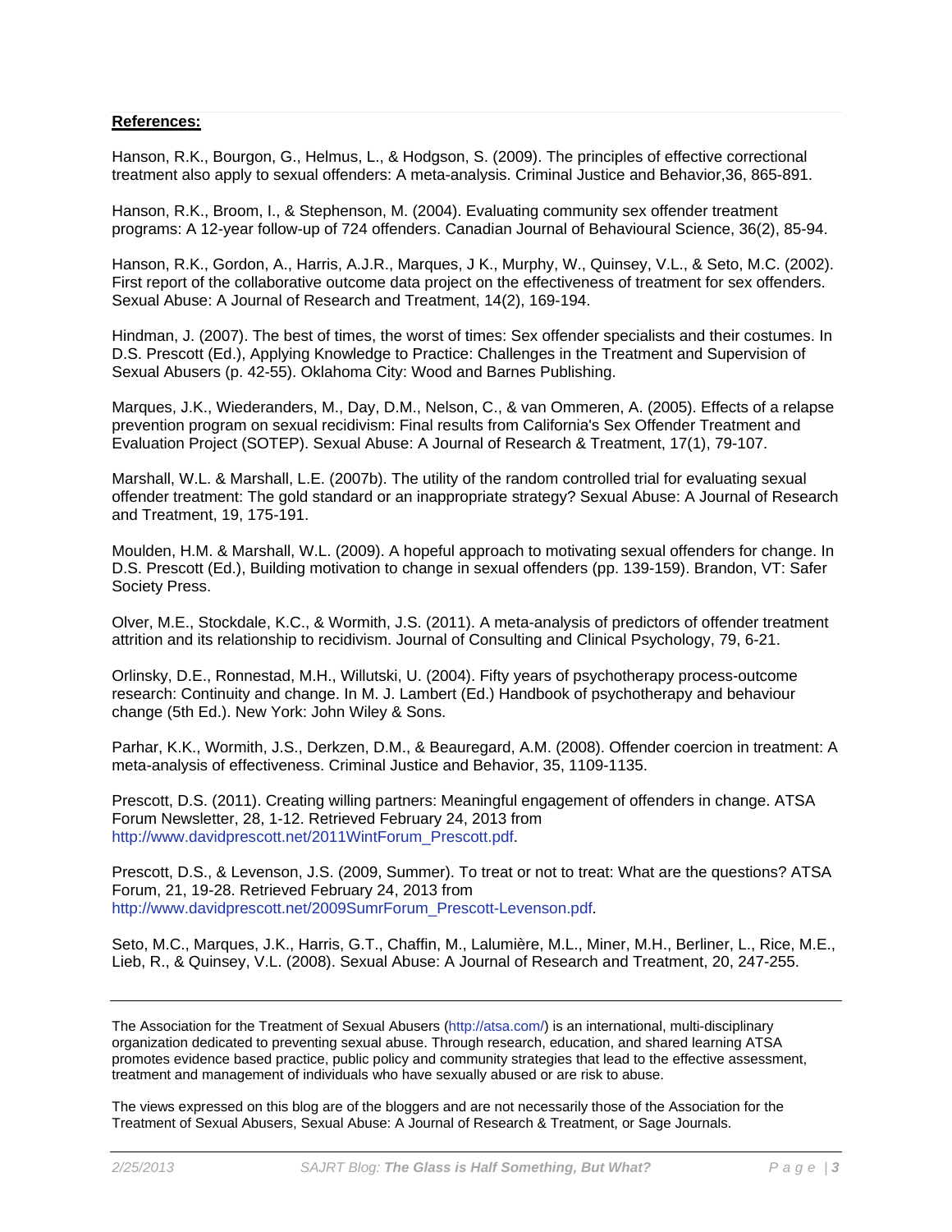**References:**

Hanson, R.K., Bourgon, G., Helmus, L., & Hodgson, S. (2009). The principles of effective correctional treatment also apply to sexual offenders: A meta-analysis. Criminal Justice and Behavior,36, 865-891.

Hanson, R.K., Broom, I., & Stephenson, M. (2004). Evaluating community sex offender treatment programs: A 12-year follow-up of 724 offenders. Canadian Journal of Behavioural Science, 36(2), 85-94.

Hanson, R.K., Gordon, A., Harris, A.J.R., Marques, J K., Murphy, W., Quinsey, V.L., & Seto, M.C. (2002). First report of the collaborative outcome data project on the effectiveness of treatment for sex offenders. Sexual Abuse: A Journal of Research and Treatment, 14(2), 169-194.

Hindman, J. (2007). The best of times, the worst of times: Sex offender specialists and their costumes. In D.S. Prescott (Ed.), Applying Knowledge to Practice: Challenges in the Treatment and Supervision of Sexual Abusers (p. 42-55). Oklahoma City: Wood and Barnes Publishing.

Marques, J.K., Wiederanders, M., Day, D.M., Nelson, C., & van Ommeren, A. (2005). Effects of a relapse prevention program on sexual recidivism: Final results from California's Sex Offender Treatment and Evaluation Project (SOTEP). Sexual Abuse: A Journal of Research & Treatment, 17(1), 79-107.

Marshall, W.L. & Marshall, L.E. (2007b). The utility of the random controlled trial for evaluating sexual offender treatment: The gold standard or an inappropriate strategy? Sexual Abuse: A Journal of Research and Treatment, 19, 175-191.

Moulden, H.M. & Marshall, W.L. (2009). A hopeful approach to motivating sexual offenders for change. In D.S. Prescott (Ed.), Building motivation to change in sexual offenders (pp. 139-159). Brandon, VT: Safer Society Press.

Olver, M.E., Stockdale, K.C., & Wormith, J.S. (2011). A meta-analysis of predictors of offender treatment attrition and its relationship to recidivism. Journal of Consulting and Clinical Psychology, 79, 6-21.

Orlinsky, D.E., Ronnestad, M.H., Willutski, U. (2004). Fifty years of psychotherapy process-outcome research: Continuity and change. In M. J. Lambert (Ed.) Handbook of psychotherapy and behaviour change (5th Ed.). New York: John Wiley & Sons.

Parhar, K.K., Wormith, J.S., Derkzen, D.M., & Beauregard, A.M. (2008). Offender coercion in treatment: A meta-analysis of effectiveness. Criminal Justice and Behavior, 35, 1109-1135.

Prescott, D.S. (2011). Creating willing partners: Meaningful engagement of offenders in change. ATSA Forum Newsletter, 28, 1-12. Retrieved February 24, 2013 from http://www.davidprescott.net/2011WintForum_Prescott.pdf.

Prescott, D.S., & Levenson, J.S. (2009, Summer). To treat or not to treat: What are the questions? ATSA Forum, 21, 19-28. Retrieved February 24, 2013 from http://www.davidprescott.net/2009SumrForum_Prescott-Levenson.pdf.

Seto, M.C., Marques, J.K., Harris, G.T., Chaffin, M., Lalumière, M.L., Miner, M.H., Berliner, L., Rice, M.E., Lieb, R., & Quinsey, V.L. (2008). Sexual Abuse: A Journal of Research and Treatment, 20, 247-255.

---

The Association for the Treatment of Sexual Abusers (http://atsa.com/) is an international, multi-disciplinary organization dedicated to preventing sexual abuse. Through research, education, and shared learning ATSA promotes evidence based practice, public policy and community strategies that lead to the effective assessment, treatment and management of individuals who have sexually abused or are risk to abuse.

The views expressed on this blog are of the bloggers and are not necessarily those of the Association for the Treatment of Sexual Abusers, Sexual Abuse: A Journal of Research & Treatment, or Sage Journals.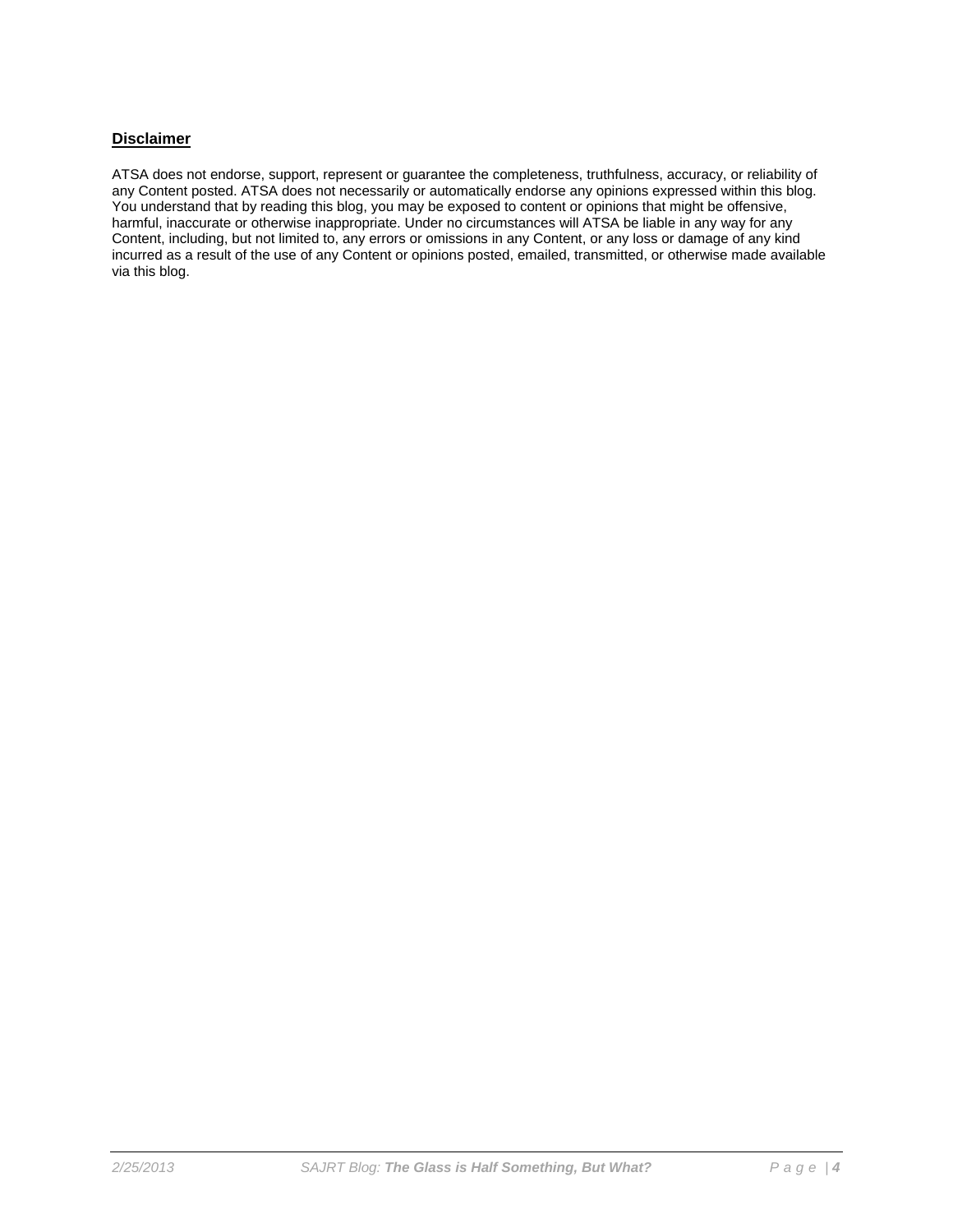## Disclaimer

ATSA does not endorse, support, represent or guarantee the completeness, truthfulness, accuracy, or reliability of any Content posted. ATSA does not necessarily or automatically endorse any opinions expressed within this blog. You understand that by reading this blog, you may be exposed to content or opinions that might be offensive, harmful, inaccurate or otherwise inappropriate. Under no circumstances will ATSA be liable in any way for any Content, including, but not limited to, any errors or omissions in any Content, or any loss or damage of any kind incurred as a result of the use of any Content or opinions posted, emailed, transmitted, or otherwise made available via this blog.